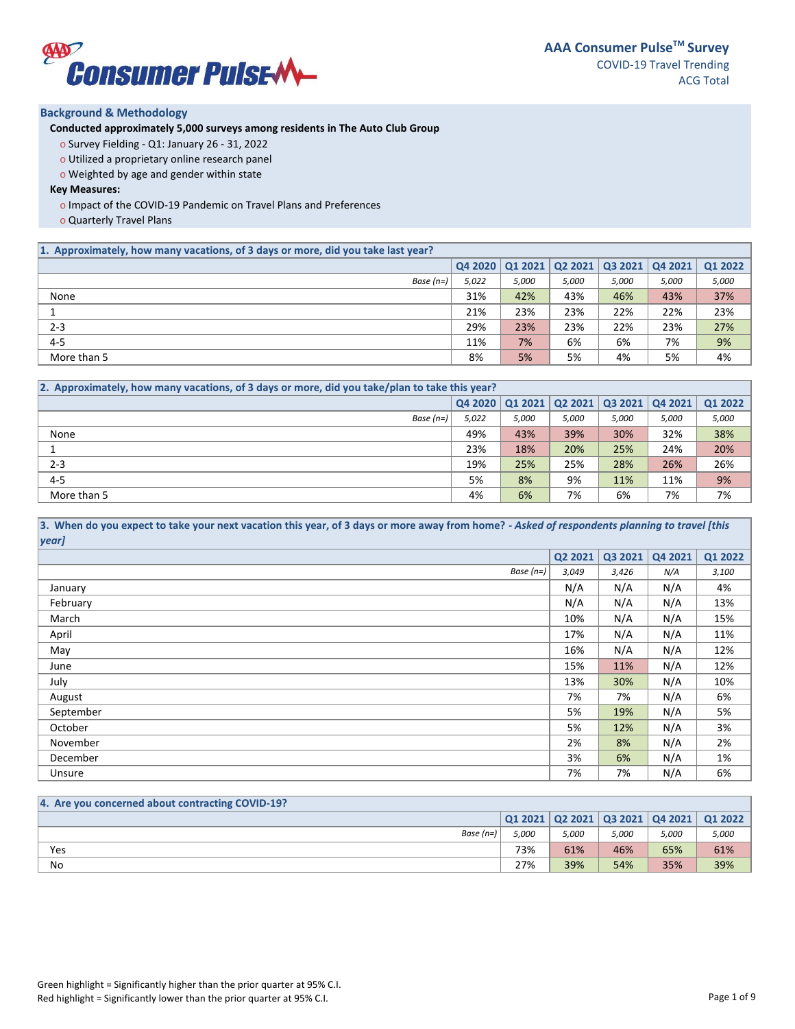# AAA Consumer Pulse™ Survey

COVID-19 Travel Trending

ACG Total

## Background & Methodology

**Conducted approximately 5,000 surveys among residents in The Auto Club Group**

- Survey Fielding - Q1: January 26 - 31, 2022
- Utilized a proprietary online research panel
- Weighted by age and gender within state

**Key Measures:**

- Impact of the COVID-19 Pandemic on Travel Plans and Preferences
- Quarterly Travel Plans

**1. Approximately, how many vacations, of 3 days or more, did you take last year?**

| | Q4 2020 | Q1 2021 | Q2 2021 | Q3 2021 | Q4 2021 | Q1 2022 |
|---|---|---|---|---|---|---|
| *Base (n=)* | *5,022* | *5,000* | *5,000* | *5,000* | *5,000* | *5,000* |
| None | 31% | 42% | 43% | 46% | 43% | 37% |
| 1 | 21% | 23% | 23% | 22% | 22% | 23% |
| 2-3 | 29% | 23% | 23% | 22% | 23% | 27% |
| 4-5 | 11% | 7% | 6% | 6% | 7% | 9% |
| More than 5 | 8% | 5% | 5% | 4% | 5% | 4% |

**2. Approximately, how many vacations, of 3 days or more, did you take/plan to take this year?**

| | Q4 2020 | Q1 2021 | Q2 2021 | Q3 2021 | Q4 2021 | Q1 2022 |
|---|---|---|---|---|---|---|
| *Base (n=)* | *5,022* | *5,000* | *5,000* | *5,000* | *5,000* | *5,000* |
| None | 49% | 43% | 39% | 30% | 32% | 38% |
| 1 | 23% | 18% | 20% | 25% | 24% | 20% |
| 2-3 | 19% | 25% | 25% | 28% | 26% | 26% |
| 4-5 | 5% | 8% | 9% | 11% | 11% | 9% |
| More than 5 | 4% | 6% | 7% | 6% | 7% | 7% |

**3. When do you expect to take your next vacation this year, of 3 days or more away from home? - *Asked of respondents planning to travel [this year]***

| | Q2 2021 | Q3 2021 | Q4 2021 | Q1 2022 |
|---|---|---|---|---|
| *Base (n=)* | *3,049* | *3,426* | *N/A* | *3,100* |
| January | N/A | N/A | N/A | 4% |
| February | N/A | N/A | N/A | 13% |
| March | 10% | N/A | N/A | 15% |
| April | 17% | N/A | N/A | 11% |
| May | 16% | N/A | N/A | 12% |
| June | 15% | 11% | N/A | 12% |
| July | 13% | 30% | N/A | 10% |
| August | 7% | 7% | N/A | 6% |
| September | 5% | 19% | N/A | 5% |
| October | 5% | 12% | N/A | 3% |
| November | 2% | 8% | N/A | 2% |
| December | 3% | 6% | N/A | 1% |
| Unsure | 7% | 7% | N/A | 6% |

**4. Are you concerned about contracting COVID-19?**

| | Q1 2021 | Q2 2021 | Q3 2021 | Q4 2021 | Q1 2022 |
|---|---|---|---|---|---|
| *Base (n=)* | *5,000* | *5,000* | *5,000* | *5,000* | *5,000* |
| Yes | 73% | 61% | 46% | 65% | 61% |
| No | 27% | 39% | 54% | 35% | 39% |

Green highlight = Significantly higher than the prior quarter at 95% C.I.

Red highlight = Significantly lower than the prior quarter at 95% C.I.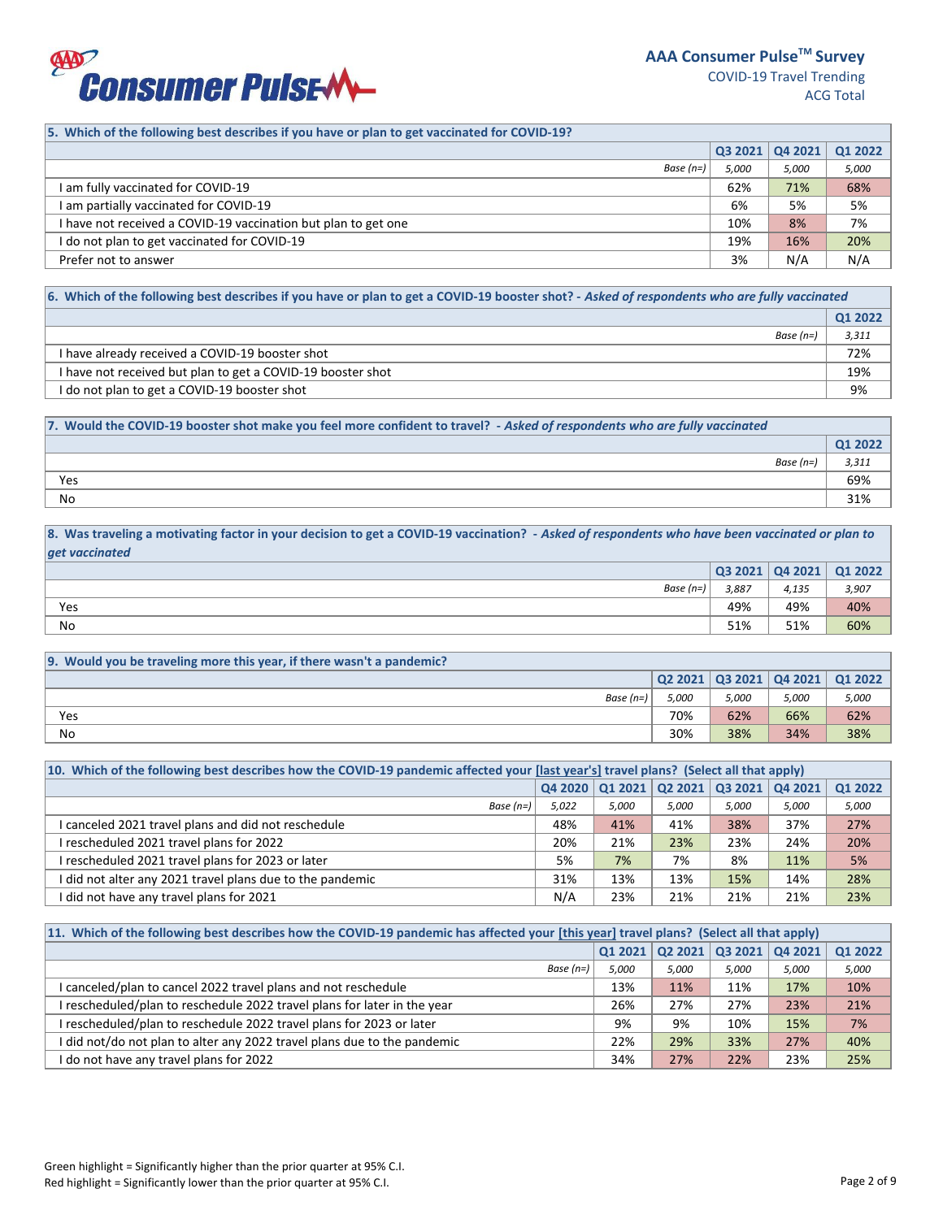| 5. Which of the following best describes if you have or plan to get vaccinated for COVID-19? | Q3 2021 | Q4 2021 | Q1 2022 |
|---|---|---|---|
| *Base (n=)* | *5,000* | *5,000* | *5,000* |
| I am fully vaccinated for COVID-19 | 62% | 71% | 68% |
| I am partially vaccinated for COVID-19 | 6% | 5% | 5% |
| I have not received a COVID-19 vaccination but plan to get one | 10% | 8% | 7% |
| I do not plan to get vaccinated for COVID-19 | 19% | 16% | 20% |
| Prefer not to answer | 3% | N/A | N/A |

| 6. Which of the following best describes if you have or plan to get a COVID-19 booster shot? - *Asked of respondents who are fully vaccinated* | Q1 2022 |
|---|---|
| *Base (n=)* | *3,311* |
| I have already received a COVID-19 booster shot | 72% |
| I have not received but plan to get a COVID-19 booster shot | 19% |
| I do not plan to get a COVID-19 booster shot | 9% |

| 7. Would the COVID-19 booster shot make you feel more confident to travel? - *Asked of respondents who are fully vaccinated* | Q1 2022 |
|---|---|
| *Base (n=)* | *3,311* |
| Yes | 69% |
| No | 31% |

| 8. Was traveling a motivating factor in your decision to get a COVID-19 vaccination? - *Asked of respondents who have been vaccinated or plan to get vaccinated* | Q3 2021 | Q4 2021 | Q1 2022 |
|---|---|---|---|
| *Base (n=)* | *3,887* | *4,135* | *3,907* |
| Yes | 49% | 49% | 40% |
| No | 51% | 51% | 60% |

| 9. Would you be traveling more this year, if there wasn't a pandemic? | Q2 2021 | Q3 2021 | Q4 2021 | Q1 2022 |
|---|---|---|---|---|
| *Base (n=)* | *5,000* | *5,000* | *5,000* | *5,000* |
| Yes | 70% | 62% | 66% | 62% |
| No | 30% | 38% | 34% | 38% |

| 10. Which of the following best describes how the COVID-19 pandemic affected your [last year's] travel plans? (Select all that apply) | Q4 2020 | Q1 2021 | Q2 2021 | Q3 2021 | Q4 2021 | Q1 2022 |
|---|---|---|---|---|---|---|
| *Base (n=)* | *5,022* | *5,000* | *5,000* | *5,000* | *5,000* | *5,000* |
| I canceled 2021 travel plans and did not reschedule | 48% | 41% | 41% | 38% | 37% | 27% |
| I rescheduled 2021 travel plans for 2022 | 20% | 21% | 23% | 23% | 24% | 20% |
| I rescheduled 2021 travel plans for 2023 or later | 5% | 7% | 7% | 8% | 11% | 5% |
| I did not alter any 2021 travel plans due to the pandemic | 31% | 13% | 13% | 15% | 14% | 28% |
| I did not have any travel plans for 2021 | N/A | 23% | 21% | 21% | 21% | 23% |

| 11. Which of the following best describes how the COVID-19 pandemic has affected your [this year] travel plans? (Select all that apply) | Q1 2021 | Q2 2021 | Q3 2021 | Q4 2021 | Q1 2022 |
|---|---|---|---|---|---|
| *Base (n=)* | *5,000* | *5,000* | *5,000* | *5,000* | *5,000* |
| I canceled/plan to cancel 2022 travel plans and not reschedule | 13% | 11% | 11% | 17% | 10% |
| I rescheduled/plan to reschedule 2022 travel plans for later in the year | 26% | 27% | 27% | 23% | 21% |
| I rescheduled/plan to reschedule 2022 travel plans for 2023 or later | 9% | 9% | 10% | 15% | 7% |
| I did not/do not plan to alter any 2022 travel plans due to the pandemic | 22% | 29% | 33% | 27% | 40% |
| I do not have any travel plans for 2022 | 34% | 27% | 22% | 23% | 25% |

Green highlight = Significantly higher than the prior quarter at 95% C.I.
Red highlight = Significantly lower than the prior quarter at 95% C.I.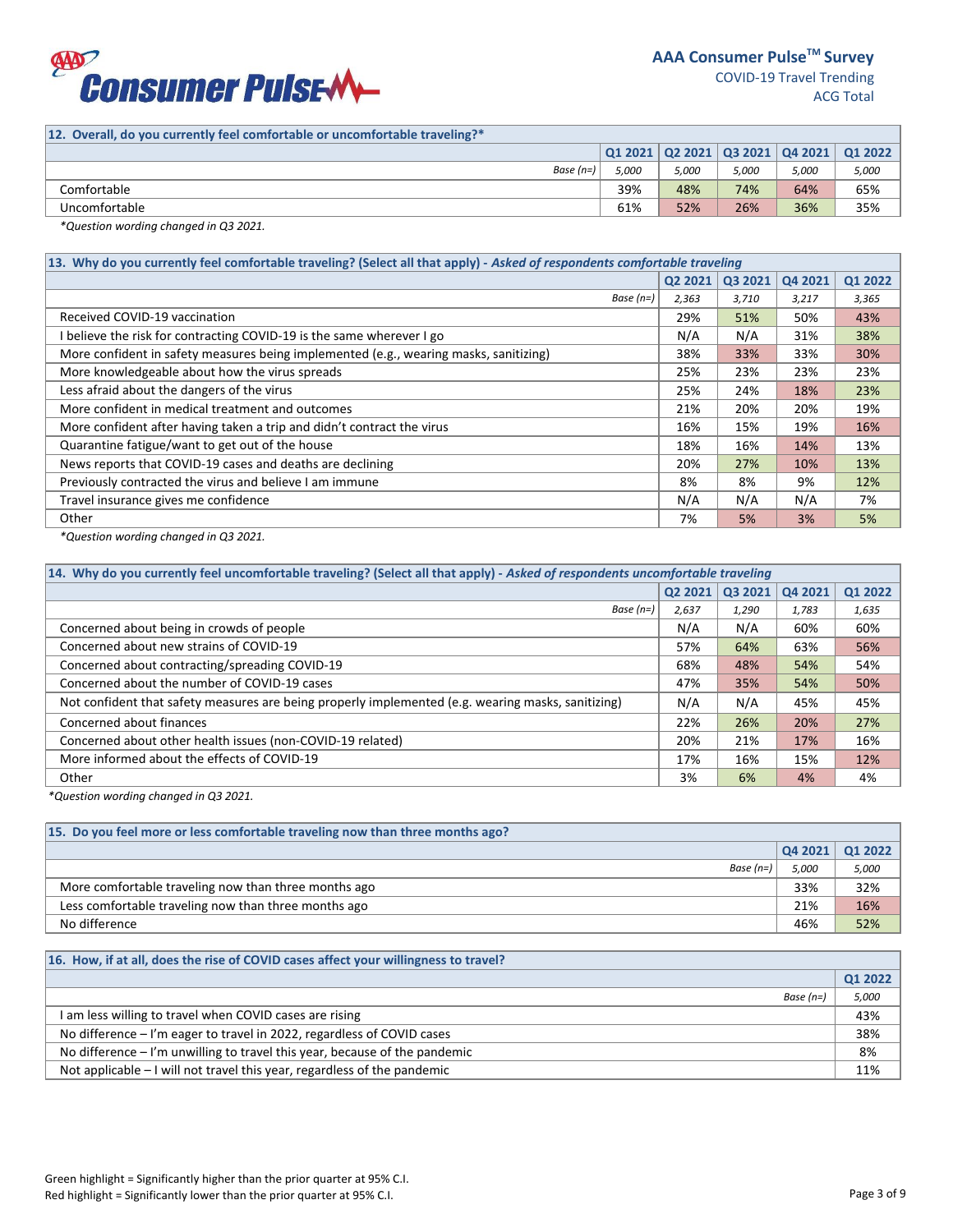| 12. Overall, do you currently feel comfortable or uncomfortable traveling?* | Q1 2021 | Q2 2021 | Q3 2021 | Q4 2021 | Q1 2022 |
|---|---|---|---|---|---|
| *Base (n=)* | *5,000* | *5,000* | *5,000* | *5,000* | *5,000* |
| Comfortable | 39% | 48% | 74% | 64% | 65% |
| Uncomfortable | 61% | 52% | 26% | 36% | 35% |

*Question wording changed in Q3 2021.

| 13. Why do you currently feel comfortable traveling? (Select all that apply) - *Asked of respondents comfortable traveling* | Q2 2021 | Q3 2021 | Q4 2021 | Q1 2022 |
|---|---|---|---|---|
| *Base (n=)* | *2,363* | *3,710* | *3,217* | *3,365* |
| Received COVID-19 vaccination | 29% | 51% | 50% | 43% |
| I believe the risk for contracting COVID-19 is the same wherever I go | N/A | N/A | 31% | 38% |
| More confident in safety measures being implemented (e.g., wearing masks, sanitizing) | 38% | 33% | 33% | 30% |
| More knowledgeable about how the virus spreads | 25% | 23% | 23% | 23% |
| Less afraid about the dangers of the virus | 25% | 24% | 18% | 23% |
| More confident in medical treatment and outcomes | 21% | 20% | 20% | 19% |
| More confident after having taken a trip and didn't contract the virus | 16% | 15% | 19% | 16% |
| Quarantine fatigue/want to get out of the house | 18% | 16% | 14% | 13% |
| News reports that COVID-19 cases and deaths are declining | 20% | 27% | 10% | 13% |
| Previously contracted the virus and believe I am immune | 8% | 8% | 9% | 12% |
| Travel insurance gives me confidence | N/A | N/A | N/A | 7% |
| Other | 7% | 5% | 3% | 5% |

*Question wording changed in Q3 2021.

| 14. Why do you currently feel uncomfortable traveling? (Select all that apply) - *Asked of respondents uncomfortable traveling* | Q2 2021 | Q3 2021 | Q4 2021 | Q1 2022 |
|---|---|---|---|---|
| *Base (n=)* | *2,637* | *1,290* | *1,783* | *1,635* |
| Concerned about being in crowds of people | N/A | N/A | 60% | 60% |
| Concerned about new strains of COVID-19 | 57% | 64% | 63% | 56% |
| Concerned about contracting/spreading COVID-19 | 68% | 48% | 54% | 54% |
| Concerned about the number of COVID-19 cases | 47% | 35% | 54% | 50% |
| Not confident that safety measures are being properly implemented (e.g. wearing masks, sanitizing) | N/A | N/A | 45% | 45% |
| Concerned about finances | 22% | 26% | 20% | 27% |
| Concerned about other health issues (non-COVID-19 related) | 20% | 21% | 17% | 16% |
| More informed about the effects of COVID-19 | 17% | 16% | 15% | 12% |
| Other | 3% | 6% | 4% | 4% |

*Question wording changed in Q3 2021.

| 15. Do you feel more or less comfortable traveling now than three months ago? | Q4 2021 | Q1 2022 |
|---|---|---|
| *Base (n=)* | *5,000* | *5,000* |
| More comfortable traveling now than three months ago | 33% | 32% |
| Less comfortable traveling now than three months ago | 21% | 16% |
| No difference | 46% | 52% |

| 16. How, if at all, does the rise of COVID cases affect your willingness to travel? | Q1 2022 |
|---|---|
| *Base (n=)* | *5,000* |
| I am less willing to travel when COVID cases are rising | 43% |
| No difference – I'm eager to travel in 2022, regardless of COVID cases | 38% |
| No difference – I'm unwilling to travel this year, because of the pandemic | 8% |
| Not applicable – I will not travel this year, regardless of the pandemic | 11% |

Green highlight = Significantly higher than the prior quarter at 95% C.I.
Red highlight = Significantly lower than the prior quarter at 95% C.I.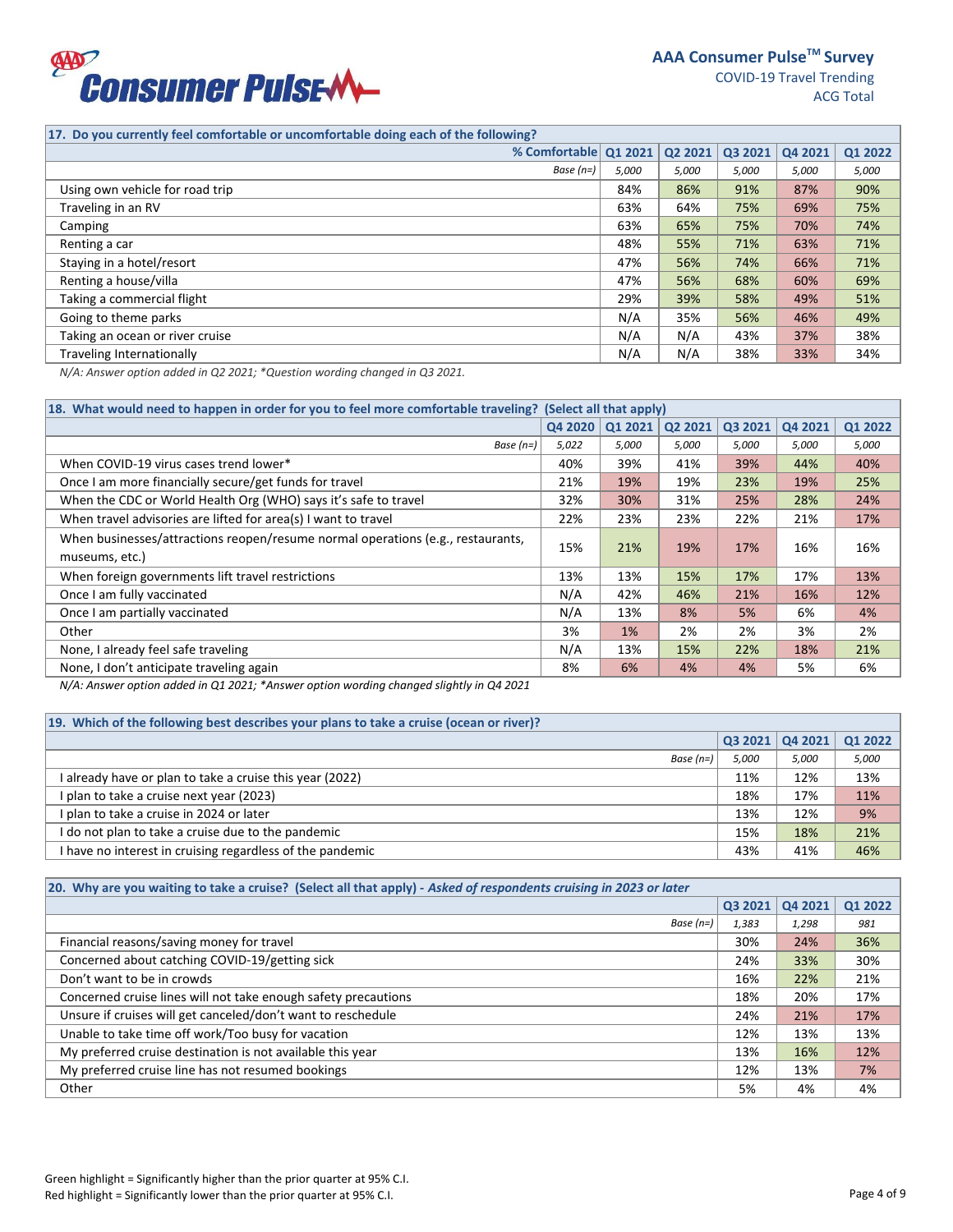| 17. Do you currently feel comfortable or uncomfortable doing each of the following? | | | | | |
|---|---|---|---|---|---|
| **% Comfortable** | **Q1 2021** | **Q2 2021** | **Q3 2021** | **Q4 2021** | **Q1 2022** |
| *Base (n=)* | *5,000* | *5,000* | *5,000* | *5,000* | *5,000* |
| Using own vehicle for road trip | 84% | 86% | 91% | 87% | 90% |
| Traveling in an RV | 63% | 64% | 75% | 69% | 75% |
| Camping | 63% | 65% | 75% | 70% | 74% |
| Renting a car | 48% | 55% | 71% | 63% | 71% |
| Staying in a hotel/resort | 47% | 56% | 74% | 66% | 71% |
| Renting a house/villa | 47% | 56% | 68% | 60% | 69% |
| Taking a commercial flight | 29% | 39% | 58% | 49% | 51% |
| Going to theme parks | N/A | 35% | 56% | 46% | 49% |
| Taking an ocean or river cruise | N/A | N/A | 43% | 37% | 38% |
| Traveling Internationally | N/A | N/A | 38% | 33% | 34% |

*N/A: Answer option added in Q2 2021; *Question wording changed in Q3 2021.*

| 18. What would need to happen in order for you to feel more comfortable traveling? (Select all that apply) | | | | | | |
|---|---|---|---|---|---|---|
| | **Q4 2020** | **Q1 2021** | **Q2 2021** | **Q3 2021** | **Q4 2021** | **Q1 2022** |
| *Base (n=)* | *5,022* | *5,000* | *5,000* | *5,000* | *5,000* | *5,000* |
| When COVID-19 virus cases trend lower* | 40% | 39% | 41% | 39% | 44% | 40% |
| Once I am more financially secure/get funds for travel | 21% | 19% | 19% | 23% | 19% | 25% |
| When the CDC or World Health Org (WHO) says it's safe to travel | 32% | 30% | 31% | 25% | 28% | 24% |
| When travel advisories are lifted for area(s) I want to travel | 22% | 23% | 23% | 22% | 21% | 17% |
| When businesses/attractions reopen/resume normal operations (e.g., restaurants, museums, etc.) | 15% | 21% | 19% | 17% | 16% | 16% |
| When foreign governments lift travel restrictions | 13% | 13% | 15% | 17% | 17% | 13% |
| Once I am fully vaccinated | N/A | 42% | 46% | 21% | 16% | 12% |
| Once I am partially vaccinated | N/A | 13% | 8% | 5% | 6% | 4% |
| Other | 3% | 1% | 2% | 2% | 3% | 2% |
| None, I already feel safe traveling | N/A | 13% | 15% | 22% | 18% | 21% |
| None, I don't anticipate traveling again | 8% | 6% | 4% | 4% | 5% | 6% |

*N/A: Answer option added in Q1 2021; *Answer option wording changed slightly in Q4 2021*

| 19. Which of the following best describes your plans to take a cruise (ocean or river)? | | | |
|---|---|---|---|
| | **Q3 2021** | **Q4 2021** | **Q1 2022** |
| *Base (n=)* | *5,000* | *5,000* | *5,000* |
| I already have or plan to take a cruise this year (2022) | 11% | 12% | 13% |
| I plan to take a cruise next year (2023) | 18% | 17% | 11% |
| I plan to take a cruise in 2024 or later | 13% | 12% | 9% |
| I do not plan to take a cruise due to the pandemic | 15% | 18% | 21% |
| I have no interest in cruising regardless of the pandemic | 43% | 41% | 46% |

| 20. Why are you waiting to take a cruise? (Select all that apply) - *Asked of respondents cruising in 2023 or later* | | | |
|---|---|---|---|
| | **Q3 2021** | **Q4 2021** | **Q1 2022** |
| *Base (n=)* | *1,383* | *1,298* | *981* |
| Financial reasons/saving money for travel | 30% | 24% | 36% |
| Concerned about catching COVID-19/getting sick | 24% | 33% | 30% |
| Don't want to be in crowds | 16% | 22% | 21% |
| Concerned cruise lines will not take enough safety precautions | 18% | 20% | 17% |
| Unsure if cruises will get canceled/don't want to reschedule | 24% | 21% | 17% |
| Unable to take time off work/Too busy for vacation | 12% | 13% | 13% |
| My preferred cruise destination is not available this year | 13% | 16% | 12% |
| My preferred cruise line has not resumed bookings | 12% | 13% | 7% |
| Other | 5% | 4% | 4% |

Green highlight = Significantly higher than the prior quarter at 95% C.I.
Red highlight = Significantly lower than the prior quarter at 95% C.I.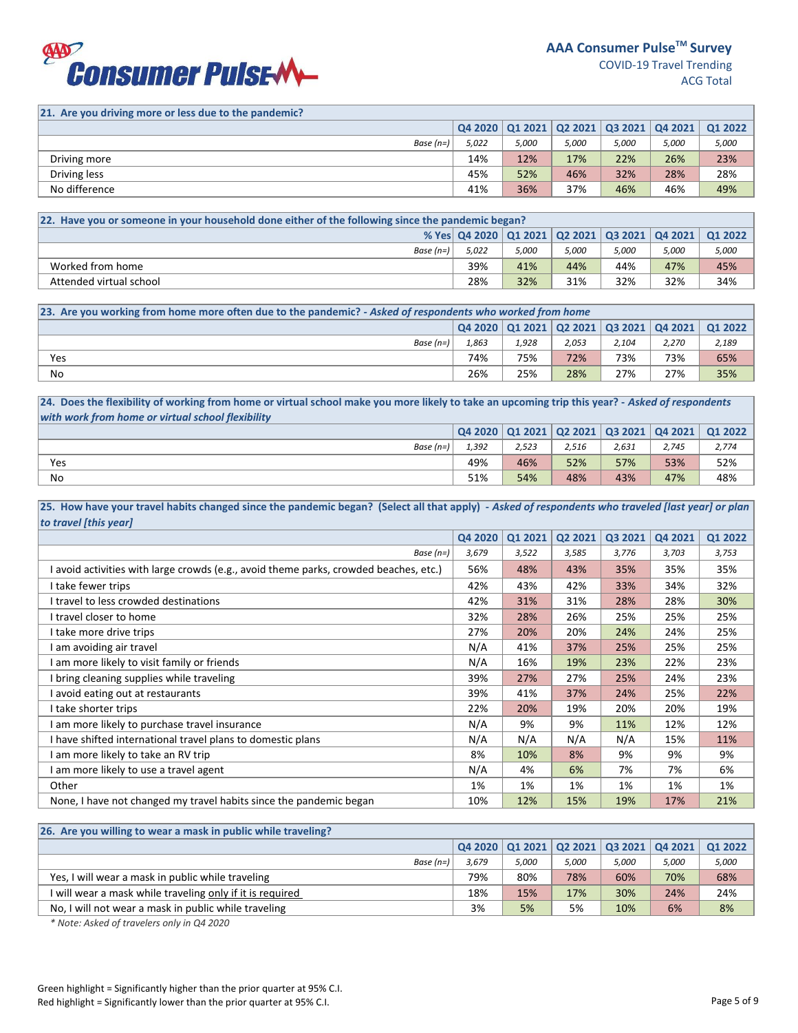# AAA Consumer Pulse™ Survey

COVID-19 Travel Trending

ACG Total

| 21. Are you driving more or less due to the pandemic? | Q4 2020 | Q1 2021 | Q2 2021 | Q3 2021 | Q4 2021 | Q1 2022 |
|---|---|---|---|---|---|---|
| *Base (n=)* | *5,022* | *5,000* | *5,000* | *5,000* | *5,000* | *5,000* |
| Driving more | 14% | 12% | 17% | 22% | 26% | 23% |
| Driving less | 45% | 52% | 46% | 32% | 28% | 28% |
| No difference | 41% | 36% | 37% | 46% | 46% | 49% |

| 22. Have you or someone in your household done either of the following since the pandemic began? % Yes | Q4 2020 | Q1 2021 | Q2 2021 | Q3 2021 | Q4 2021 | Q1 2022 |
|---|---|---|---|---|---|---|
| *Base (n=)* | *5,022* | *5,000* | *5,000* | *5,000* | *5,000* | *5,000* |
| Worked from home | 39% | 41% | 44% | 44% | 47% | 45% |
| Attended virtual school | 28% | 32% | 31% | 32% | 32% | 34% |

| 23. Are you working from home more often due to the pandemic? - *Asked of respondents who worked from home* | Q4 2020 | Q1 2021 | Q2 2021 | Q3 2021 | Q4 2021 | Q1 2022 |
|---|---|---|---|---|---|---|
| *Base (n=)* | *1,863* | *1,928* | *2,053* | *2,104* | *2,270* | *2,189* |
| Yes | 74% | 75% | 72% | 73% | 73% | 65% |
| No | 26% | 25% | 28% | 27% | 27% | 35% |

| 24. Does the flexibility of working from home or virtual school make you more likely to take an upcoming trip this year? - *Asked of respondents with work from home or virtual school flexibility* | Q4 2020 | Q1 2021 | Q2 2021 | Q3 2021 | Q4 2021 | Q1 2022 |
|---|---|---|---|---|---|---|
| *Base (n=)* | *1,392* | *2,523* | *2,516* | *2,631* | *2,745* | *2,774* |
| Yes | 49% | 46% | 52% | 57% | 53% | 52% |
| No | 51% | 54% | 48% | 43% | 47% | 48% |

| 25. How have your travel habits changed since the pandemic began? (Select all that apply) - *Asked of respondents who traveled [last year] or plan to travel [this year]* | Q4 2020 | Q1 2021 | Q2 2021 | Q3 2021 | Q4 2021 | Q1 2022 |
|---|---|---|---|---|---|---|
| *Base (n=)* | *3,679* | *3,522* | *3,585* | *3,776* | *3,703* | *3,753* |
| I avoid activities with large crowds (e.g., avoid theme parks, crowded beaches, etc.) | 56% | 48% | 43% | 35% | 35% | 35% |
| I take fewer trips | 42% | 43% | 42% | 33% | 34% | 32% |
| I travel to less crowded destinations | 42% | 31% | 31% | 28% | 28% | 30% |
| I travel closer to home | 32% | 28% | 26% | 25% | 25% | 25% |
| I take more drive trips | 27% | 20% | 20% | 24% | 24% | 25% |
| I am avoiding air travel | N/A | 41% | 37% | 25% | 25% | 25% |
| I am more likely to visit family or friends | N/A | 16% | 19% | 23% | 22% | 23% |
| I bring cleaning supplies while traveling | 39% | 27% | 27% | 25% | 24% | 23% |
| I avoid eating out at restaurants | 39% | 41% | 37% | 24% | 25% | 22% |
| I take shorter trips | 22% | 20% | 19% | 20% | 20% | 19% |
| I am more likely to purchase travel insurance | N/A | 9% | 9% | 11% | 12% | 12% |
| I have shifted international travel plans to domestic plans | N/A | N/A | N/A | N/A | 15% | 11% |
| I am more likely to take an RV trip | 8% | 10% | 8% | 9% | 9% | 9% |
| I am more likely to use a travel agent | N/A | 4% | 6% | 7% | 7% | 6% |
| Other | 1% | 1% | 1% | 1% | 1% | 1% |
| None, I have not changed my travel habits since the pandemic began | 10% | 12% | 15% | 19% | 17% | 21% |

| 26. Are you willing to wear a mask in public while traveling? | Q4 2020 | Q1 2021 | Q2 2021 | Q3 2021 | Q4 2021 | Q1 2022 |
|---|---|---|---|---|---|---|
| *Base (n=)* | *3,679* | *5,000* | *5,000* | *5,000* | *5,000* | *5,000* |
| Yes, I will wear a mask in public while traveling | 79% | 80% | 78% | 60% | 70% | 68% |
| I will wear a mask while traveling only if it is required | 18% | 15% | 17% | 30% | 24% | 24% |
| No, I will not wear a mask in public while traveling | 3% | 5% | 5% | 10% | 6% | 8% |

*\* Note: Asked of travelers only in Q4 2020*

Green highlight = Significantly higher than the prior quarter at 95% C.I.
Red highlight = Significantly lower than the prior quarter at 95% C.I.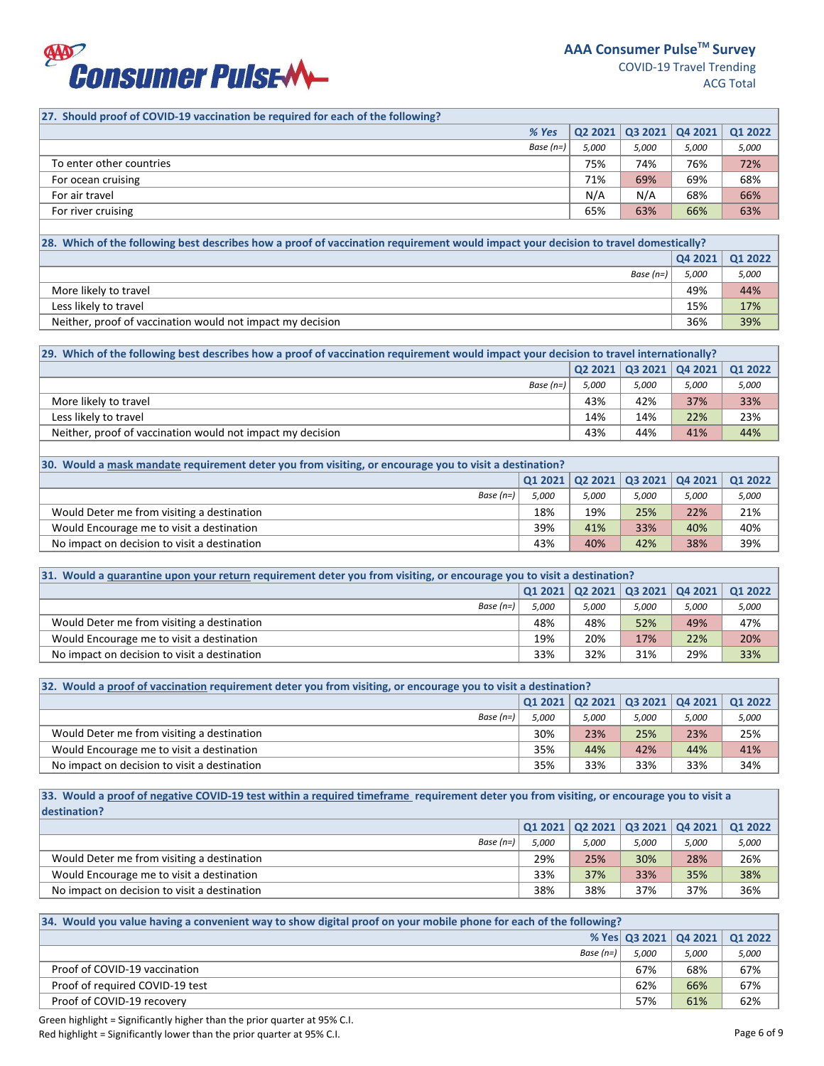## 27. Should proof of COVID-19 vaccination be required for each of the following?

| % Yes | Q2 2021 | Q3 2021 | Q4 2021 | Q1 2022 |
|---|---|---|---|---|
| *Base (n=)* | *5,000* | *5,000* | *5,000* | *5,000* |
| To enter other countries | 75% | 74% | 76% | 72% |
| For ocean cruising | 71% | 69% | 69% | 68% |
| For air travel | N/A | N/A | 68% | 66% |
| For river cruising | 65% | 63% | 66% | 63% |

## 28. Which of the following best describes how a proof of vaccination requirement would impact your decision to travel domestically?

| | Q4 2021 | Q1 2022 |
|---|---|---|
| *Base (n=)* | *5,000* | *5,000* |
| More likely to travel | 49% | 44% |
| Less likely to travel | 15% | 17% |
| Neither, proof of vaccination would not impact my decision | 36% | 39% |

## 29. Which of the following best describes how a proof of vaccination requirement would impact your decision to travel internationally?

| | Q2 2021 | Q3 2021 | Q4 2021 | Q1 2022 |
|---|---|---|---|---|
| *Base (n=)* | *5,000* | *5,000* | *5,000* | *5,000* |
| More likely to travel | 43% | 42% | 37% | 33% |
| Less likely to travel | 14% | 14% | 22% | 23% |
| Neither, proof of vaccination would not impact my decision | 43% | 44% | 41% | 44% |

## 30. Would a mask mandate requirement deter you from visiting, or encourage you to visit a destination?

| | Q1 2021 | Q2 2021 | Q3 2021 | Q4 2021 | Q1 2022 |
|---|---|---|---|---|---|
| *Base (n=)* | *5,000* | *5,000* | *5,000* | *5,000* | *5,000* |
| Would Deter me from visiting a destination | 18% | 19% | 25% | 22% | 21% |
| Would Encourage me to visit a destination | 39% | 41% | 33% | 40% | 40% |
| No impact on decision to visit a destination | 43% | 40% | 42% | 38% | 39% |

## 31. Would a quarantine upon your return requirement deter you from visiting, or encourage you to visit a destination?

| | Q1 2021 | Q2 2021 | Q3 2021 | Q4 2021 | Q1 2022 |
|---|---|---|---|---|---|
| *Base (n=)* | *5,000* | *5,000* | *5,000* | *5,000* | *5,000* |
| Would Deter me from visiting a destination | 48% | 48% | 52% | 49% | 47% |
| Would Encourage me to visit a destination | 19% | 20% | 17% | 22% | 20% |
| No impact on decision to visit a destination | 33% | 32% | 31% | 29% | 33% |

## 32. Would a proof of vaccination requirement deter you from visiting, or encourage you to visit a destination?

| | Q1 2021 | Q2 2021 | Q3 2021 | Q4 2021 | Q1 2022 |
|---|---|---|---|---|---|
| *Base (n=)* | *5,000* | *5,000* | *5,000* | *5,000* | *5,000* |
| Would Deter me from visiting a destination | 30% | 23% | 25% | 23% | 25% |
| Would Encourage me to visit a destination | 35% | 44% | 42% | 44% | 41% |
| No impact on decision to visit a destination | 35% | 33% | 33% | 33% | 34% |

## 33. Would a proof of negative COVID-19 test within a required timeframe requirement deter you from visiting, or encourage you to visit a destination?

| | Q1 2021 | Q2 2021 | Q3 2021 | Q4 2021 | Q1 2022 |
|---|---|---|---|---|---|
| *Base (n=)* | *5,000* | *5,000* | *5,000* | *5,000* | *5,000* |
| Would Deter me from visiting a destination | 29% | 25% | 30% | 28% | 26% |
| Would Encourage me to visit a destination | 33% | 37% | 33% | 35% | 38% |
| No impact on decision to visit a destination | 38% | 38% | 37% | 37% | 36% |

## 34. Would you value having a convenient way to show digital proof on your mobile phone for each of the following?

| % Yes | Q3 2021 | Q4 2021 | Q1 2022 |
|---|---|---|---|
| *Base (n=)* | *5,000* | *5,000* | *5,000* |
| Proof of COVID-19 vaccination | 67% | 68% | 67% |
| Proof of required COVID-19 test | 62% | 66% | 67% |
| Proof of COVID-19 recovery | 57% | 61% | 62% |

Green highlight = Significantly higher than the prior quarter at 95% C.I.
Red highlight = Significantly lower than the prior quarter at 95% C.I.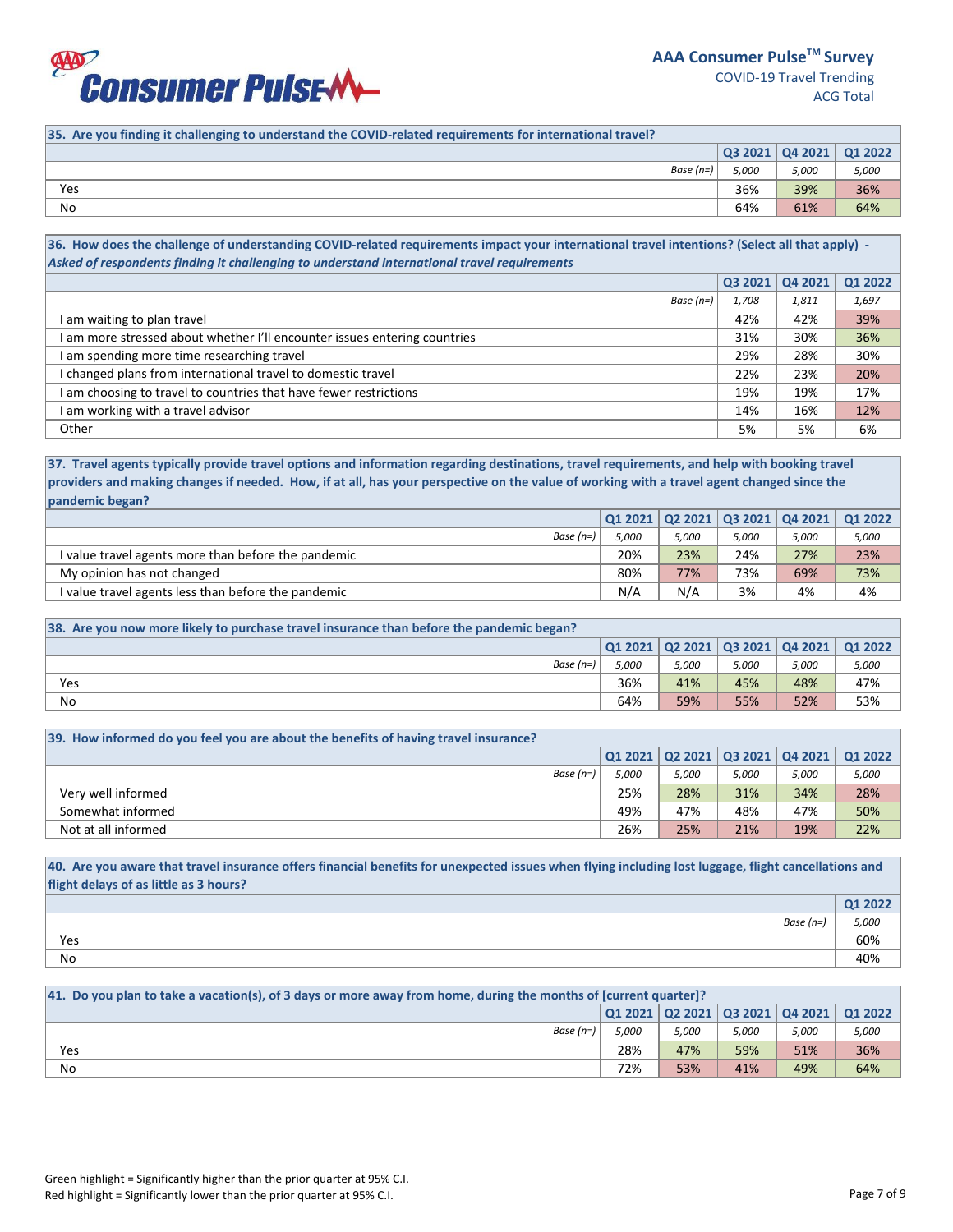**AAA Consumer Pulse™ Survey**
COVID-19 Travel Trending
ACG Total

**35. Are you finding it challenging to understand the COVID-related requirements for international travel?**

| | Q3 2021 | Q4 2021 | Q1 2022 |
|---|---|---|---|
| *Base (n=)* | *5,000* | *5,000* | *5,000* |
| Yes | 36% | 39% | 36% |
| No | 64% | 61% | 64% |

**36. How does the challenge of understanding COVID-related requirements impact your international travel intentions? (Select all that apply) -** ***Asked of respondents finding it challenging to understand international travel requirements***

| | Q3 2021 | Q4 2021 | Q1 2022 |
|---|---|---|---|
| *Base (n=)* | *1,708* | *1,811* | *1,697* |
| I am waiting to plan travel | 42% | 42% | 39% |
| I am more stressed about whether I'll encounter issues entering countries | 31% | 30% | 36% |
| I am spending more time researching travel | 29% | 28% | 30% |
| I changed plans from international travel to domestic travel | 22% | 23% | 20% |
| I am choosing to travel to countries that have fewer restrictions | 19% | 19% | 17% |
| I am working with a travel advisor | 14% | 16% | 12% |
| Other | 5% | 5% | 6% |

**37. Travel agents typically provide travel options and information regarding destinations, travel requirements, and help with booking travel providers and making changes if needed. How, if at all, has your perspective on the value of working with a travel agent changed since the pandemic began?**

| | Q1 2021 | Q2 2021 | Q3 2021 | Q4 2021 | Q1 2022 |
|---|---|---|---|---|---|
| *Base (n=)* | *5,000* | *5,000* | *5,000* | *5,000* | *5,000* |
| I value travel agents more than before the pandemic | 20% | 23% | 24% | 27% | 23% |
| My opinion has not changed | 80% | 77% | 73% | 69% | 73% |
| I value travel agents less than before the pandemic | N/A | N/A | 3% | 4% | 4% |

**38. Are you now more likely to purchase travel insurance than before the pandemic began?**

| | Q1 2021 | Q2 2021 | Q3 2021 | Q4 2021 | Q1 2022 |
|---|---|---|---|---|---|
| *Base (n=)* | *5,000* | *5,000* | *5,000* | *5,000* | *5,000* |
| Yes | 36% | 41% | 45% | 48% | 47% |
| No | 64% | 59% | 55% | 52% | 53% |

**39. How informed do you feel you are about the benefits of having travel insurance?**

| | Q1 2021 | Q2 2021 | Q3 2021 | Q4 2021 | Q1 2022 |
|---|---|---|---|---|---|
| *Base (n=)* | *5,000* | *5,000* | *5,000* | *5,000* | *5,000* |
| Very well informed | 25% | 28% | 31% | 34% | 28% |
| Somewhat informed | 49% | 47% | 48% | 47% | 50% |
| Not at all informed | 26% | 25% | 21% | 19% | 22% |

**40. Are you aware that travel insurance offers financial benefits for unexpected issues when flying including lost luggage, flight cancellations and flight delays of as little as 3 hours?**

| | Q1 2022 |
|---|---|
| *Base (n=)* | *5,000* |
| Yes | 60% |
| No | 40% |

**41. Do you plan to take a vacation(s), of 3 days or more away from home, during the months of [current quarter]?**

| | Q1 2021 | Q2 2021 | Q3 2021 | Q4 2021 | Q1 2022 |
|---|---|---|---|---|---|
| *Base (n=)* | *5,000* | *5,000* | *5,000* | *5,000* | *5,000* |
| Yes | 28% | 47% | 59% | 51% | 36% |
| No | 72% | 53% | 41% | 49% | 64% |

Green highlight = Significantly higher than the prior quarter at 95% C.I.
Red highlight = Significantly lower than the prior quarter at 95% C.I.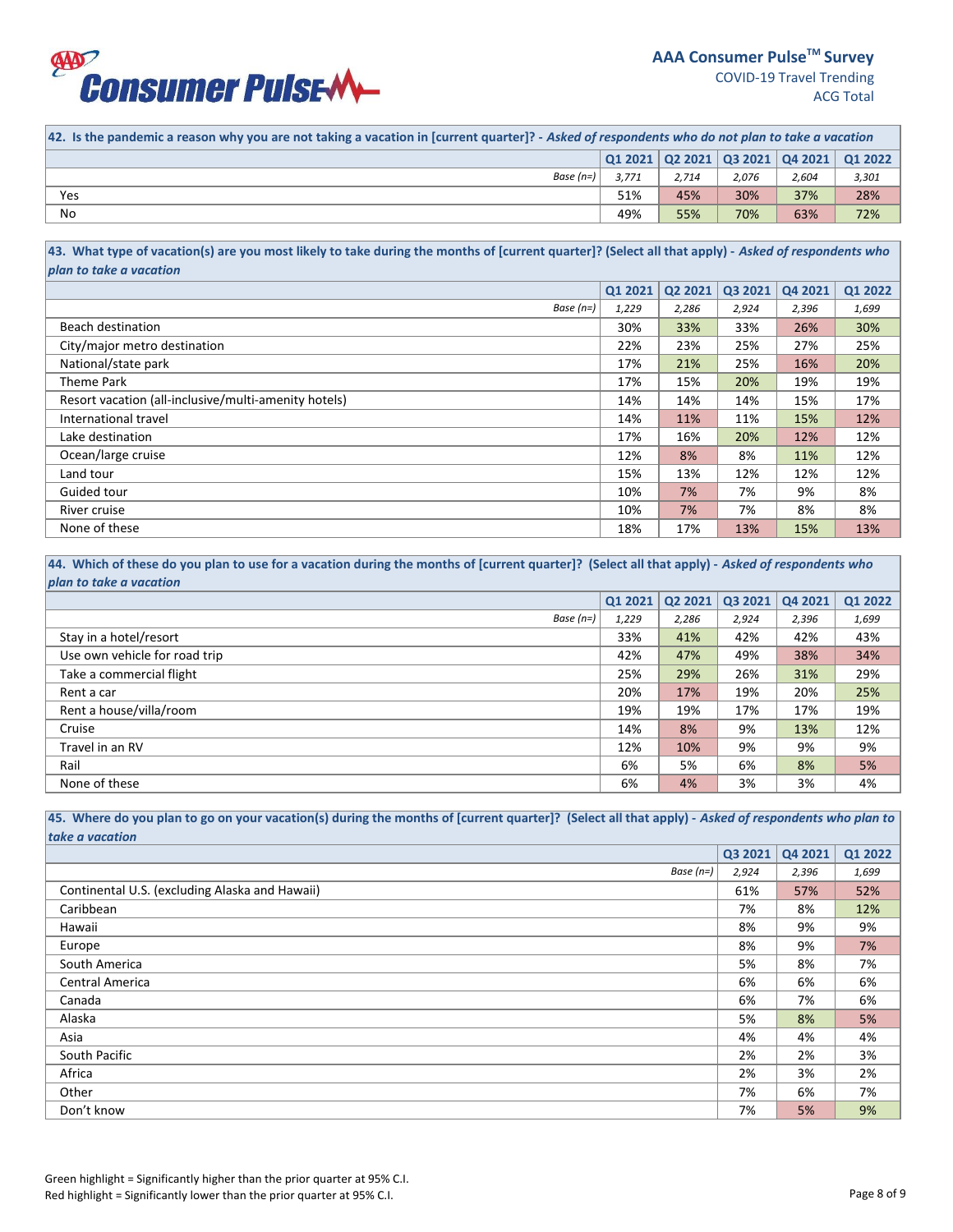AAA Consumer Pulse™ Survey
COVID-19 Travel Trending
ACG Total

**42. Is the pandemic a reason why you are not taking a vacation in [current quarter]? -** ***Asked of respondents who do not plan to take a vacation***

| | Q1 2021 | Q2 2021 | Q3 2021 | Q4 2021 | Q1 2022 |
|---|---|---|---|---|---|
| *Base (n=)* | *3,771* | *2,714* | *2,076* | *2,604* | *3,301* |
| Yes | 51% | 45% | 30% | 37% | 28% |
| No | 49% | 55% | 70% | 63% | 72% |

**43. What type of vacation(s) are you most likely to take during the months of [current quarter]? (Select all that apply) -** ***Asked of respondents who plan to take a vacation***

| | Q1 2021 | Q2 2021 | Q3 2021 | Q4 2021 | Q1 2022 |
|---|---|---|---|---|---|
| *Base (n=)* | *1,229* | *2,286* | *2,924* | *2,396* | *1,699* |
| Beach destination | 30% | 33% | 33% | 26% | 30% |
| City/major metro destination | 22% | 23% | 25% | 27% | 25% |
| National/state park | 17% | 21% | 25% | 16% | 20% |
| Theme Park | 17% | 15% | 20% | 19% | 19% |
| Resort vacation (all-inclusive/multi-amenity hotels) | 14% | 14% | 14% | 15% | 17% |
| International travel | 14% | 11% | 11% | 15% | 12% |
| Lake destination | 17% | 16% | 20% | 12% | 12% |
| Ocean/large cruise | 12% | 8% | 8% | 11% | 12% |
| Land tour | 15% | 13% | 12% | 12% | 12% |
| Guided tour | 10% | 7% | 7% | 9% | 8% |
| River cruise | 10% | 7% | 7% | 8% | 8% |
| None of these | 18% | 17% | 13% | 15% | 13% |

**44. Which of these do you plan to use for a vacation during the months of [current quarter]? (Select all that apply) -** ***Asked of respondents who plan to take a vacation***

| | Q1 2021 | Q2 2021 | Q3 2021 | Q4 2021 | Q1 2022 |
|---|---|---|---|---|---|
| *Base (n=)* | *1,229* | *2,286* | *2,924* | *2,396* | *1,699* |
| Stay in a hotel/resort | 33% | 41% | 42% | 42% | 43% |
| Use own vehicle for road trip | 42% | 47% | 49% | 38% | 34% |
| Take a commercial flight | 25% | 29% | 26% | 31% | 29% |
| Rent a car | 20% | 17% | 19% | 20% | 25% |
| Rent a house/villa/room | 19% | 19% | 17% | 17% | 19% |
| Cruise | 14% | 8% | 9% | 13% | 12% |
| Travel in an RV | 12% | 10% | 9% | 9% | 9% |
| Rail | 6% | 5% | 6% | 8% | 5% |
| None of these | 6% | 4% | 3% | 3% | 4% |

**45. Where do you plan to go on your vacation(s) during the months of [current quarter]? (Select all that apply) -** ***Asked of respondents who plan to take a vacation***

| | Q3 2021 | Q4 2021 | Q1 2022 |
|---|---|---|---|
| *Base (n=)* | *2,924* | *2,396* | *1,699* |
| Continental U.S. (excluding Alaska and Hawaii) | 61% | 57% | 52% |
| Caribbean | 7% | 8% | 12% |
| Hawaii | 8% | 9% | 9% |
| Europe | 8% | 9% | 7% |
| South America | 5% | 8% | 7% |
| Central America | 6% | 6% | 6% |
| Canada | 6% | 7% | 6% |
| Alaska | 5% | 8% | 5% |
| Asia | 4% | 4% | 4% |
| South Pacific | 2% | 2% | 3% |
| Africa | 2% | 3% | 2% |
| Other | 7% | 6% | 7% |
| Don't know | 7% | 5% | 9% |

Green highlight = Significantly higher than the prior quarter at 95% C.I.
Red highlight = Significantly lower than the prior quarter at 95% C.I.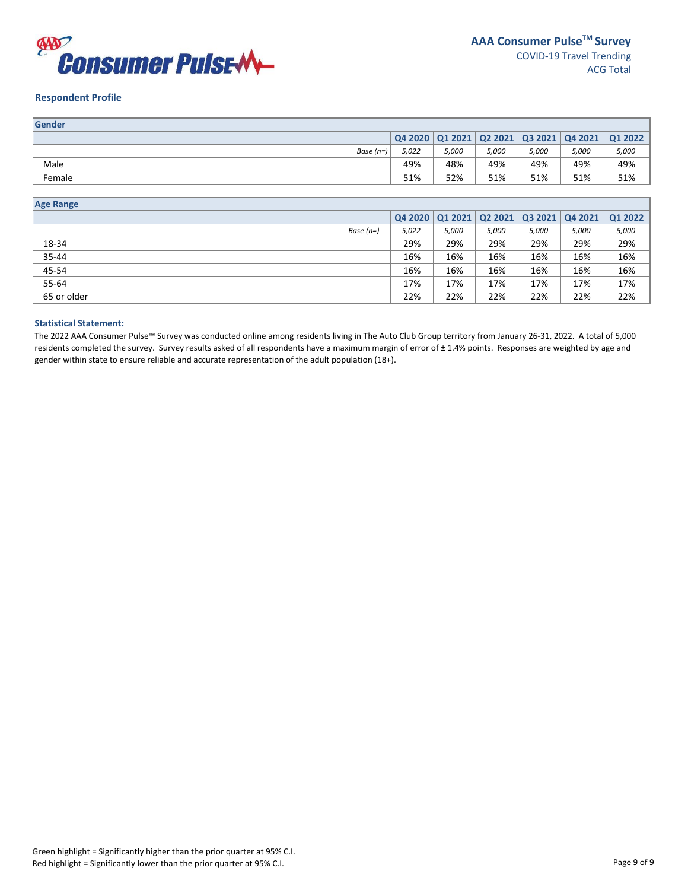AAA Consumer Pulse™ Survey
COVID-19 Travel Trending
ACG Total

## Respondent Profile

| Gender | Q4 2020 | Q1 2021 | Q2 2021 | Q3 2021 | Q4 2021 | Q1 2022 |
|---|---|---|---|---|---|---|
| *Base (n=)* | *5,022* | *5,000* | *5,000* | *5,000* | *5,000* | *5,000* |
| Male | 49% | 48% | 49% | 49% | 49% | 49% |
| Female | 51% | 52% | 51% | 51% | 51% | 51% |

| Age Range | Q4 2020 | Q1 2021 | Q2 2021 | Q3 2021 | Q4 2021 | Q1 2022 |
|---|---|---|---|---|---|---|
| *Base (n=)* | *5,022* | *5,000* | *5,000* | *5,000* | *5,000* | *5,000* |
| 18-34 | 29% | 29% | 29% | 29% | 29% | 29% |
| 35-44 | 16% | 16% | 16% | 16% | 16% | 16% |
| 45-54 | 16% | 16% | 16% | 16% | 16% | 16% |
| 55-64 | 17% | 17% | 17% | 17% | 17% | 17% |
| 65 or older | 22% | 22% | 22% | 22% | 22% | 22% |

**Statistical Statement:**

The 2022 AAA Consumer Pulse™ Survey was conducted online among residents living in The Auto Club Group territory from January 26-31, 2022. A total of 5,000 residents completed the survey. Survey results asked of all respondents have a maximum margin of error of ± 1.4% points. Responses are weighted by age and gender within state to ensure reliable and accurate representation of the adult population (18+).

Green highlight = Significantly higher than the prior quarter at 95% C.I.
Red highlight = Significantly lower than the prior quarter at 95% C.I.